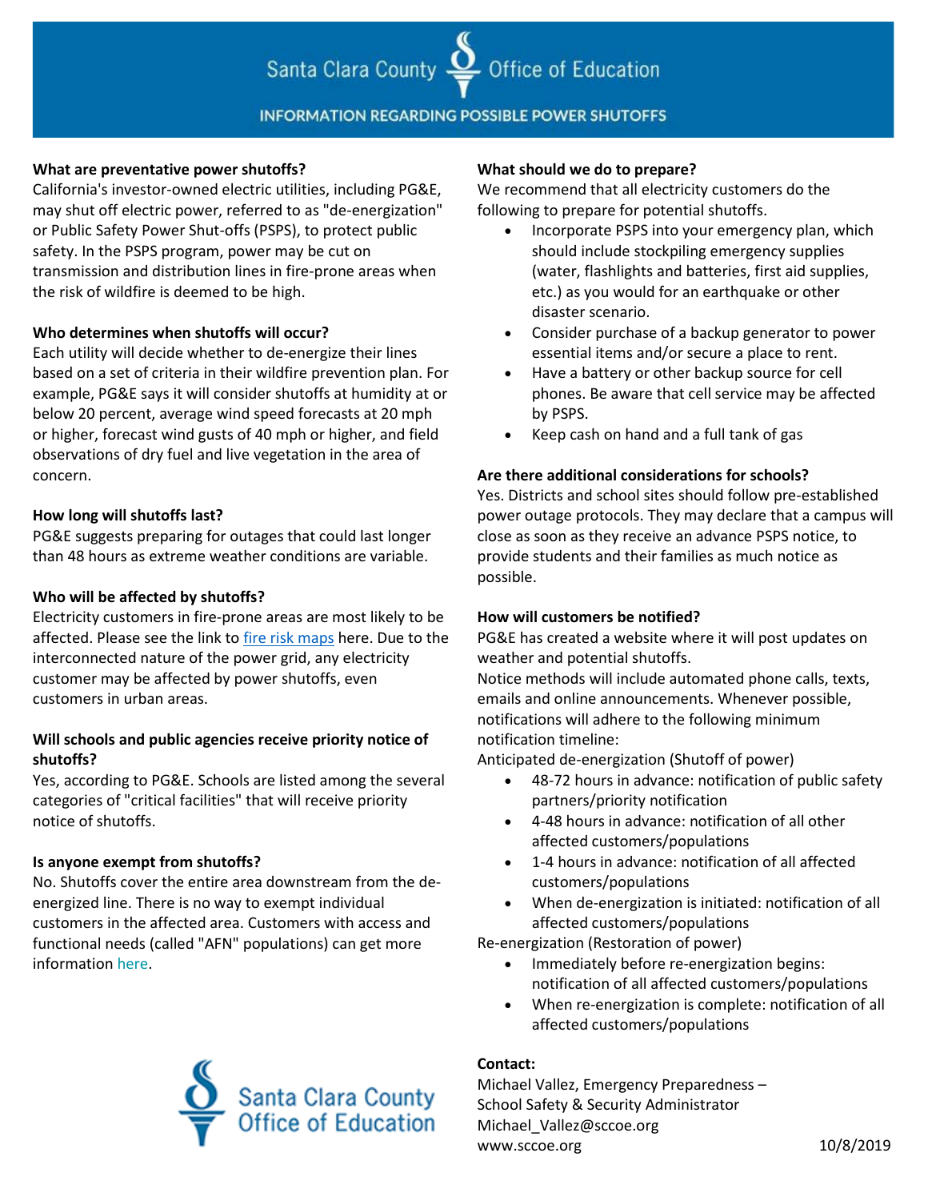# Santa Clara County Office of Education

## INFORMATION REGARDING POSSIBLE POWER SHUTOFFS

**What are preventative power shutoffs?**
California's investor-owned electric utilities, including PG&E, may shut off electric power, referred to as "de-energization" or Public Safety Power Shut-offs (PSPS), to protect public safety. In the PSPS program, power may be cut on transmission and distribution lines in fire-prone areas when the risk of wildfire is deemed to be high.

**Who determines when shutoffs will occur?**
Each utility will decide whether to de-energize their lines based on a set of criteria in their wildfire prevention plan. For example, PG&E says it will consider shutoffs at humidity at or below 20 percent, average wind speed forecasts at 20 mph or higher, forecast wind gusts of 40 mph or higher, and field observations of dry fuel and live vegetation in the area of concern.

**How long will shutoffs last?**
PG&E suggests preparing for outages that could last longer than 48 hours as extreme weather conditions are variable.

**Who will be affected by shutoffs?**
Electricity customers in fire-prone areas are most likely to be affected. Please see the link to fire risk maps here. Due to the interconnected nature of the power grid, any electricity customer may be affected by power shutoffs, even customers in urban areas.

**Will schools and public agencies receive priority notice of shutoffs?**
Yes, according to PG&E. Schools are listed among the several categories of "critical facilities" that will receive priority notice of shutoffs.

**Is anyone exempt from shutoffs?**
No. Shutoffs cover the entire area downstream from the de-energized line. There is no way to exempt individual customers in the affected area. Customers with access and functional needs (called "AFN" populations) can get more information here.

**What should we do to prepare?**
We recommend that all electricity customers do the following to prepare for potential shutoffs.

- Incorporate PSPS into your emergency plan, which should include stockpiling emergency supplies (water, flashlights and batteries, first aid supplies, etc.) as you would for an earthquake or other disaster scenario.
- Consider purchase of a backup generator to power essential items and/or secure a place to rent.
- Have a battery or other backup source for cell phones. Be aware that cell service may be affected by PSPS.
- Keep cash on hand and a full tank of gas

**Are there additional considerations for schools?**
Yes. Districts and school sites should follow pre-established power outage protocols. They may declare that a campus will close as soon as they receive an advance PSPS notice, to provide students and their families as much notice as possible.

**How will customers be notified?**
PG&E has created a website where it will post updates on weather and potential shutoffs.
Notice methods will include automated phone calls, texts, emails and online announcements. Whenever possible, notifications will adhere to the following minimum notification timeline:
Anticipated de-energization (Shutoff of power)

- 48-72 hours in advance: notification of public safety partners/priority notification
- 4-48 hours in advance: notification of all other affected customers/populations
- 1-4 hours in advance: notification of all affected customers/populations
- When de-energization is initiated: notification of all affected customers/populations

Re-energization (Restoration of power)

- Immediately before re-energization begins: notification of all affected customers/populations
- When re-energization is complete: notification of all affected customers/populations

Santa Clara County Office of Education

**Contact:**
Michael Vallez, Emergency Preparedness – School Safety & Security Administrator
Michael_Vallez@sccoe.org
www.sccoe.org

10/8/2019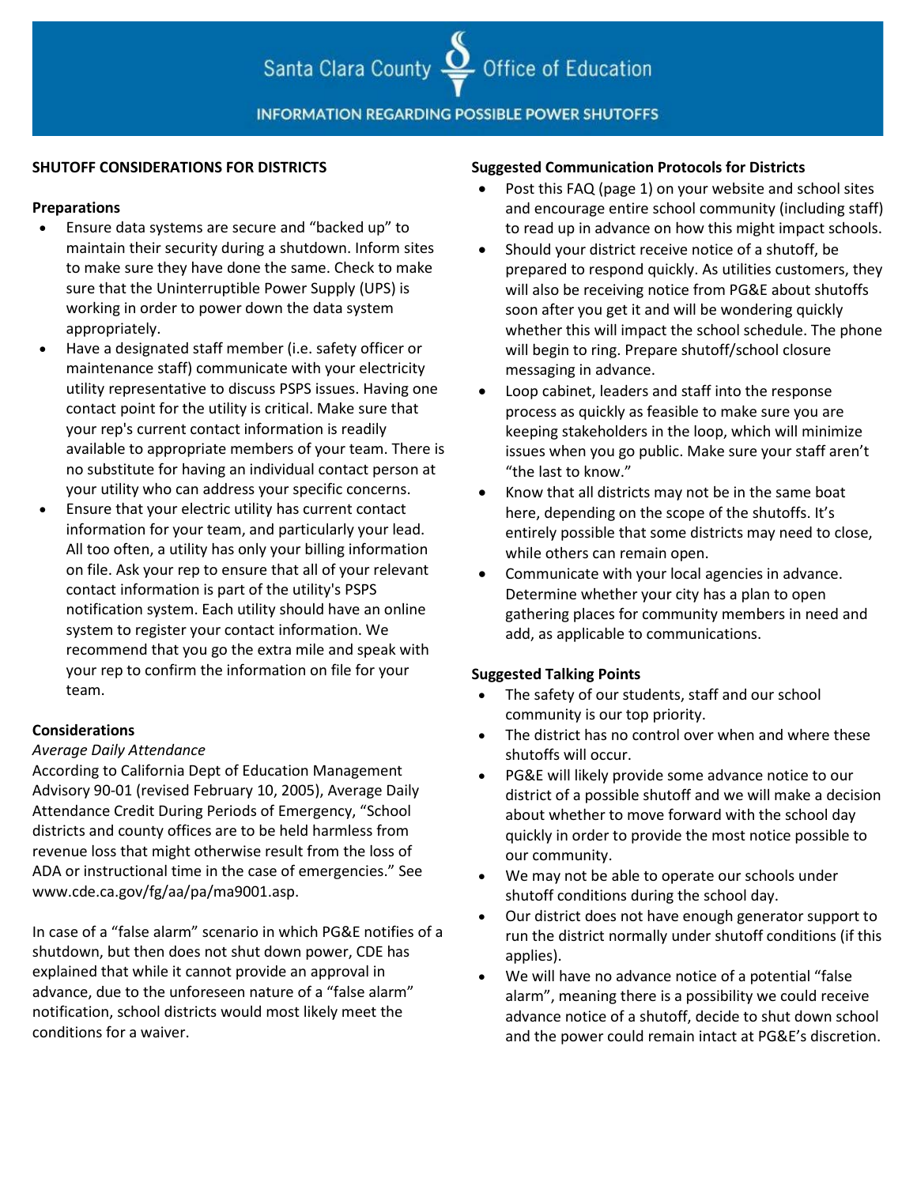# Santa Clara County Office of Education

## INFORMATION REGARDING POSSIBLE POWER SHUTOFFS

## SHUTOFF CONSIDERATIONS FOR DISTRICTS

### Preparations

- Ensure data systems are secure and "backed up" to maintain their security during a shutdown. Inform sites to make sure they have done the same. Check to make sure that the Uninterruptible Power Supply (UPS) is working in order to power down the data system appropriately.
- Have a designated staff member (i.e. safety officer or maintenance staff) communicate with your electricity utility representative to discuss PSPS issues. Having one contact point for the utility is critical. Make sure that your rep's current contact information is readily available to appropriate members of your team. There is no substitute for having an individual contact person at your utility who can address your specific concerns.
- Ensure that your electric utility has current contact information for your team, and particularly your lead. All too often, a utility has only your billing information on file. Ask your rep to ensure that all of your relevant contact information is part of the utility's PSPS notification system. Each utility should have an online system to register your contact information. We recommend that you go the extra mile and speak with your rep to confirm the information on file for your team.

### Considerations

*Average Daily Attendance*

According to California Dept of Education Management Advisory 90-01 (revised February 10, 2005), Average Daily Attendance Credit During Periods of Emergency, "School districts and county offices are to be held harmless from revenue loss that might otherwise result from the loss of ADA or instructional time in the case of emergencies." See www.cde.ca.gov/fg/aa/pa/ma9001.asp.

In case of a "false alarm" scenario in which PG&E notifies of a shutdown, but then does not shut down power, CDE has explained that while it cannot provide an approval in advance, due to the unforeseen nature of a "false alarm" notification, school districts would most likely meet the conditions for a waiver.

### Suggested Communication Protocols for Districts

- Post this FAQ (page 1) on your website and school sites and encourage entire school community (including staff) to read up in advance on how this might impact schools.
- Should your district receive notice of a shutoff, be prepared to respond quickly. As utilities customers, they will also be receiving notice from PG&E about shutoffs soon after you get it and will be wondering quickly whether this will impact the school schedule. The phone will begin to ring. Prepare shutoff/school closure messaging in advance.
- Loop cabinet, leaders and staff into the response process as quickly as feasible to make sure you are keeping stakeholders in the loop, which will minimize issues when you go public. Make sure your staff aren't "the last to know."
- Know that all districts may not be in the same boat here, depending on the scope of the shutoffs. It's entirely possible that some districts may need to close, while others can remain open.
- Communicate with your local agencies in advance. Determine whether your city has a plan to open gathering places for community members in need and add, as applicable to communications.

### Suggested Talking Points

- The safety of our students, staff and our school community is our top priority.
- The district has no control over when and where these shutoffs will occur.
- PG&E will likely provide some advance notice to our district of a possible shutoff and we will make a decision about whether to move forward with the school day quickly in order to provide the most notice possible to our community.
- We may not be able to operate our schools under shutoff conditions during the school day.
- Our district does not have enough generator support to run the district normally under shutoff conditions (if this applies).
- We will have no advance notice of a potential "false alarm", meaning there is a possibility we could receive advance notice of a shutoff, decide to shut down school and the power could remain intact at PG&E's discretion.